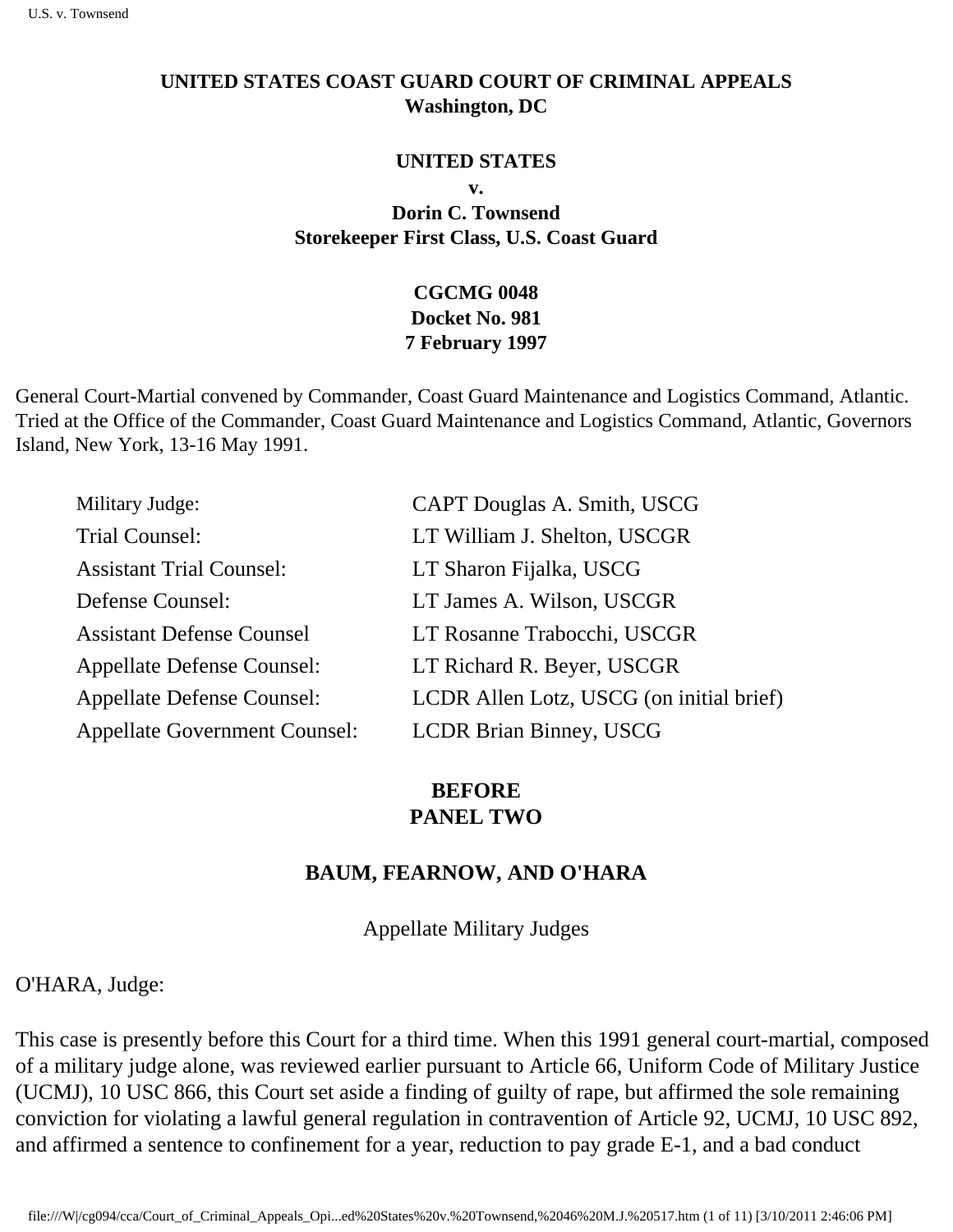**UNITED STATES COAST GUARD COURT OF CRIMINAL APPEALS**
**Washington, DC**

**UNITED STATES**
**v.**
**Dorin C. Townsend**
**Storekeeper First Class, U.S. Coast Guard**

**CGCMG 0048**
**Docket No. 981**
**7 February 1997**

General Court-Martial convened by Commander, Coast Guard Maintenance and Logistics Command, Atlantic. Tried at the Office of the Commander, Coast Guard Maintenance and Logistics Command, Atlantic, Governors Island, New York, 13-16 May 1991.

| | |
|---|---|
| Military Judge: | CAPT Douglas A. Smith, USCG |
| Trial Counsel: | LT William J. Shelton, USCGR |
| Assistant Trial Counsel: | LT Sharon Fijalka, USCG |
| Defense Counsel: | LT James A. Wilson, USCGR |
| Assistant Defense Counsel | LT Rosanne Trabocchi, USCGR |
| Appellate Defense Counsel: | LT Richard R. Beyer, USCGR |
| Appellate Defense Counsel: | LCDR Allen Lotz, USCG (on initial brief) |
| Appellate Government Counsel: | LCDR Brian Binney, USCG |

**BEFORE**
**PANEL TWO**

**BAUM, FEARNOW, AND O'HARA**

Appellate Military Judges

O'HARA, Judge:

This case is presently before this Court for a third time. When this 1991 general court-martial, composed of a military judge alone, was reviewed earlier pursuant to Article 66, Uniform Code of Military Justice (UCMJ), 10 USC 866, this Court set aside a finding of guilty of rape, but affirmed the sole remaining conviction for violating a lawful general regulation in contravention of Article 92, UCMJ, 10 USC 892, and affirmed a sentence to confinement for a year, reduction to pay grade E-1, and a bad conduct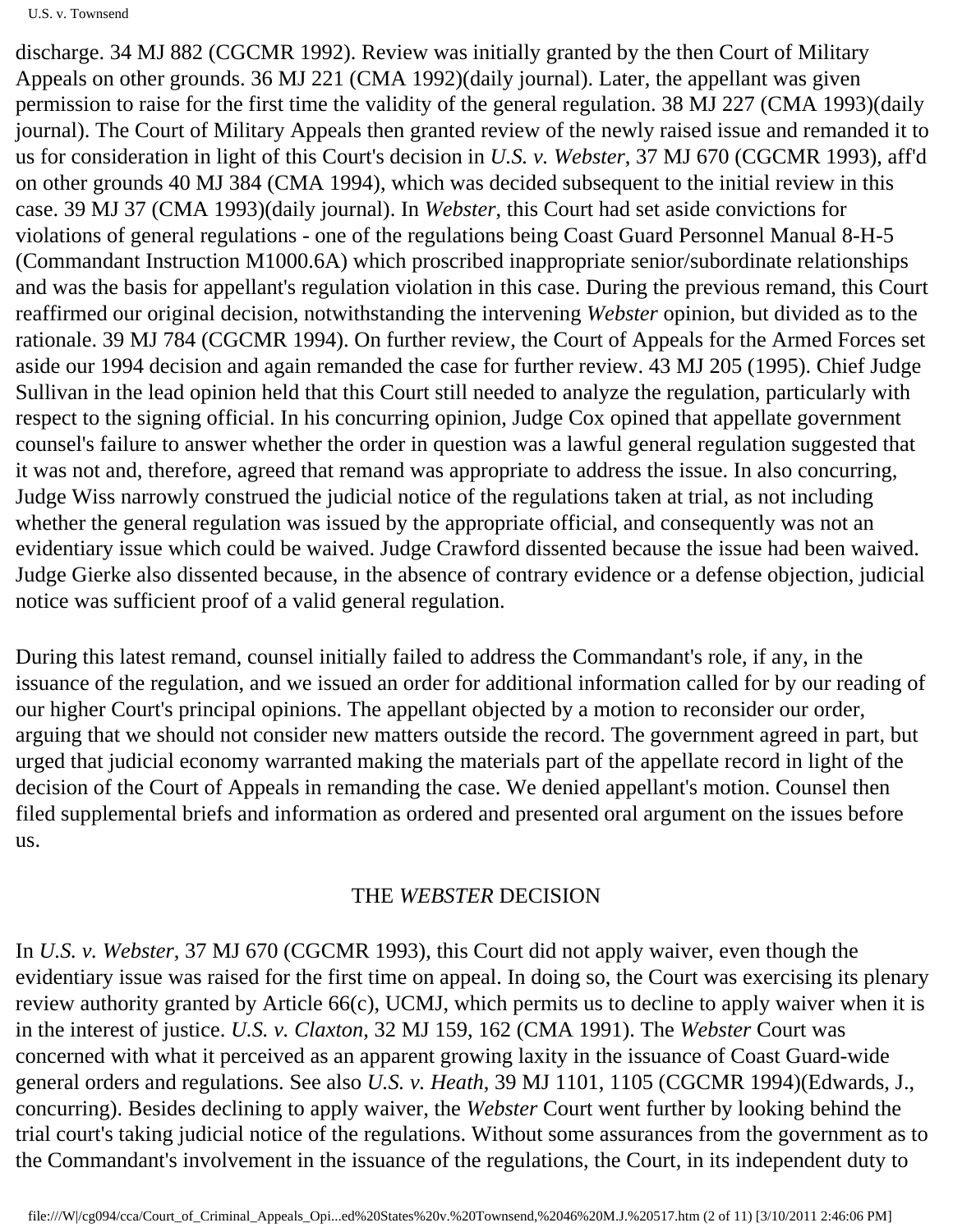discharge. 34 MJ 882 (CGCMR 1992). Review was initially granted by the then Court of Military Appeals on other grounds. 36 MJ 221 (CMA 1992)(daily journal). Later, the appellant was given permission to raise for the first time the validity of the general regulation. 38 MJ 227 (CMA 1993)(daily journal). The Court of Military Appeals then granted review of the newly raised issue and remanded it to us for consideration in light of this Court's decision in *U.S. v. Webster*, 37 MJ 670 (CGCMR 1993), aff'd on other grounds 40 MJ 384 (CMA 1994), which was decided subsequent to the initial review in this case. 39 MJ 37 (CMA 1993)(daily journal). In *Webster*, this Court had set aside convictions for violations of general regulations - one of the regulations being Coast Guard Personnel Manual 8-H-5 (Commandant Instruction M1000.6A) which proscribed inappropriate senior/subordinate relationships and was the basis for appellant's regulation violation in this case. During the previous remand, this Court reaffirmed our original decision, notwithstanding the intervening *Webster* opinion, but divided as to the rationale. 39 MJ 784 (CGCMR 1994). On further review, the Court of Appeals for the Armed Forces set aside our 1994 decision and again remanded the case for further review. 43 MJ 205 (1995). Chief Judge Sullivan in the lead opinion held that this Court still needed to analyze the regulation, particularly with respect to the signing official. In his concurring opinion, Judge Cox opined that appellate government counsel's failure to answer whether the order in question was a lawful general regulation suggested that it was not and, therefore, agreed that remand was appropriate to address the issue. In also concurring, Judge Wiss narrowly construed the judicial notice of the regulations taken at trial, as not including whether the general regulation was issued by the appropriate official, and consequently was not an evidentiary issue which could be waived. Judge Crawford dissented because the issue had been waived. Judge Gierke also dissented because, in the absence of contrary evidence or a defense objection, judicial notice was sufficient proof of a valid general regulation.

During this latest remand, counsel initially failed to address the Commandant's role, if any, in the issuance of the regulation, and we issued an order for additional information called for by our reading of our higher Court's principal opinions. The appellant objected by a motion to reconsider our order, arguing that we should not consider new matters outside the record. The government agreed in part, but urged that judicial economy warranted making the materials part of the appellate record in light of the decision of the Court of Appeals in remanding the case. We denied appellant's motion. Counsel then filed supplemental briefs and information as ordered and presented oral argument on the issues before us.

## THE *WEBSTER* DECISION

In *U.S. v. Webster*, 37 MJ 670 (CGCMR 1993), this Court did not apply waiver, even though the evidentiary issue was raised for the first time on appeal. In doing so, the Court was exercising its plenary review authority granted by Article 66(c), UCMJ, which permits us to decline to apply waiver when it is in the interest of justice. *U.S. v. Claxton*, 32 MJ 159, 162 (CMA 1991). The *Webster* Court was concerned with what it perceived as an apparent growing laxity in the issuance of Coast Guard-wide general orders and regulations. See also *U.S. v. Heath*, 39 MJ 1101, 1105 (CGCMR 1994)(Edwards, J., concurring). Besides declining to apply waiver, the *Webster* Court went further by looking behind the trial court's taking judicial notice of the regulations. Without some assurances from the government as to the Commandant's involvement in the issuance of the regulations, the Court, in its independent duty to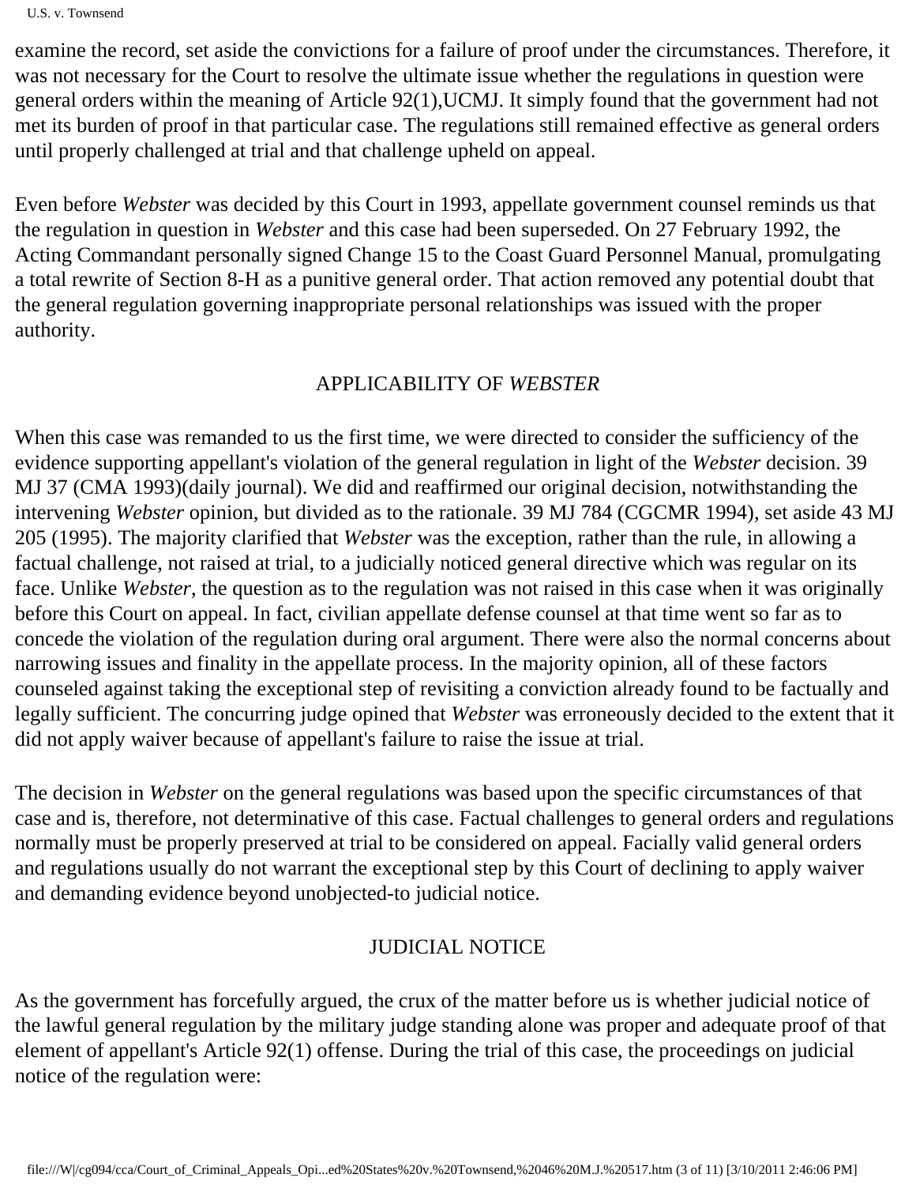examine the record, set aside the convictions for a failure of proof under the circumstances. Therefore, it was not necessary for the Court to resolve the ultimate issue whether the regulations in question were general orders within the meaning of Article 92(1),UCMJ. It simply found that the government had not met its burden of proof in that particular case. The regulations still remained effective as general orders until properly challenged at trial and that challenge upheld on appeal.

Even before *Webster* was decided by this Court in 1993, appellate government counsel reminds us that the regulation in question in *Webster* and this case had been superseded. On 27 February 1992, the Acting Commandant personally signed Change 15 to the Coast Guard Personnel Manual, promulgating a total rewrite of Section 8-H as a punitive general order. That action removed any potential doubt that the general regulation governing inappropriate personal relationships was issued with the proper authority.

## APPLICABILITY OF *WEBSTER*

When this case was remanded to us the first time, we were directed to consider the sufficiency of the evidence supporting appellant's violation of the general regulation in light of the *Webster* decision. 39 MJ 37 (CMA 1993)(daily journal). We did and reaffirmed our original decision, notwithstanding the intervening *Webster* opinion, but divided as to the rationale. 39 MJ 784 (CGCMR 1994), set aside 43 MJ 205 (1995). The majority clarified that *Webster* was the exception, rather than the rule, in allowing a factual challenge, not raised at trial, to a judicially noticed general directive which was regular on its face. Unlike *Webster*, the question as to the regulation was not raised in this case when it was originally before this Court on appeal. In fact, civilian appellate defense counsel at that time went so far as to concede the violation of the regulation during oral argument. There were also the normal concerns about narrowing issues and finality in the appellate process. In the majority opinion, all of these factors counseled against taking the exceptional step of revisiting a conviction already found to be factually and legally sufficient. The concurring judge opined that *Webster* was erroneously decided to the extent that it did not apply waiver because of appellant's failure to raise the issue at trial.

The decision in *Webster* on the general regulations was based upon the specific circumstances of that case and is, therefore, not determinative of this case. Factual challenges to general orders and regulations normally must be properly preserved at trial to be considered on appeal. Facially valid general orders and regulations usually do not warrant the exceptional step by this Court of declining to apply waiver and demanding evidence beyond unobjected-to judicial notice.

## JUDICIAL NOTICE

As the government has forcefully argued, the crux of the matter before us is whether judicial notice of the lawful general regulation by the military judge standing alone was proper and adequate proof of that element of appellant's Article 92(1) offense. During the trial of this case, the proceedings on judicial notice of the regulation were: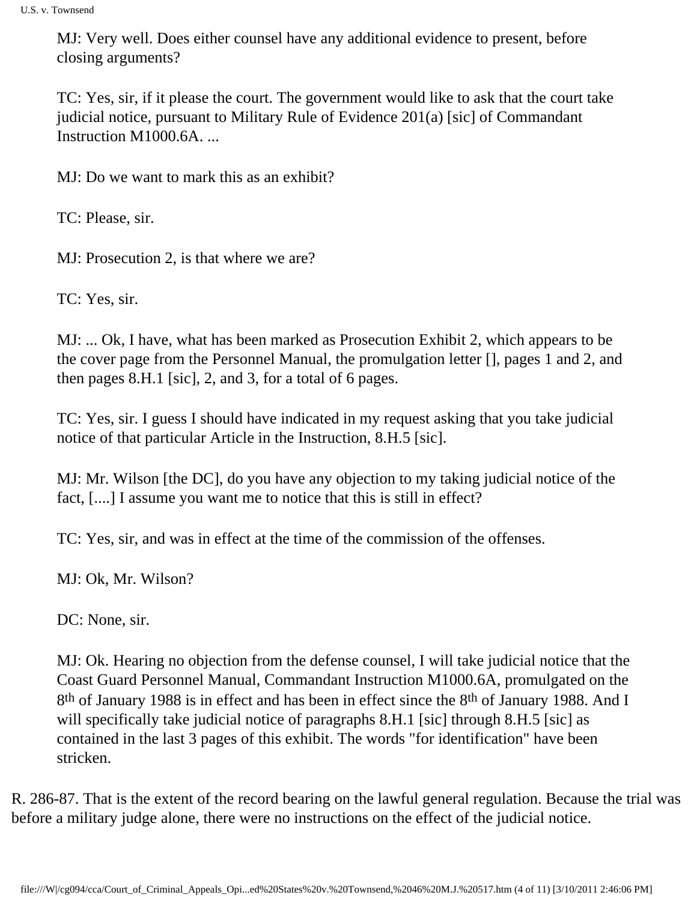MJ: Very well. Does either counsel have any additional evidence to present, before closing arguments?

TC: Yes, sir, if it please the court. The government would like to ask that the court take judicial notice, pursuant to Military Rule of Evidence 201(a) [sic] of Commandant Instruction M1000.6A. ...

MJ: Do we want to mark this as an exhibit?

TC: Please, sir.

MJ: Prosecution 2, is that where we are?

TC: Yes, sir.

MJ: ... Ok, I have, what has been marked as Prosecution Exhibit 2, which appears to be the cover page from the Personnel Manual, the promulgation letter [], pages 1 and 2, and then pages 8.H.1 [sic], 2, and 3, for a total of 6 pages.

TC: Yes, sir. I guess I should have indicated in my request asking that you take judicial notice of that particular Article in the Instruction, 8.H.5 [sic].

MJ: Mr. Wilson [the DC], do you have any objection to my taking judicial notice of the fact, [....] I assume you want me to notice that this is still in effect?

TC: Yes, sir, and was in effect at the time of the commission of the offenses.

MJ: Ok, Mr. Wilson?

DC: None, sir.

MJ: Ok. Hearing no objection from the defense counsel, I will take judicial notice that the Coast Guard Personnel Manual, Commandant Instruction M1000.6A, promulgated on the 8th of January 1988 is in effect and has been in effect since the 8th of January 1988. And I will specifically take judicial notice of paragraphs 8.H.1 [sic] through 8.H.5 [sic] as contained in the last 3 pages of this exhibit. The words "for identification" have been stricken.

R. 286-87. That is the extent of the record bearing on the lawful general regulation. Because the trial was before a military judge alone, there were no instructions on the effect of the judicial notice.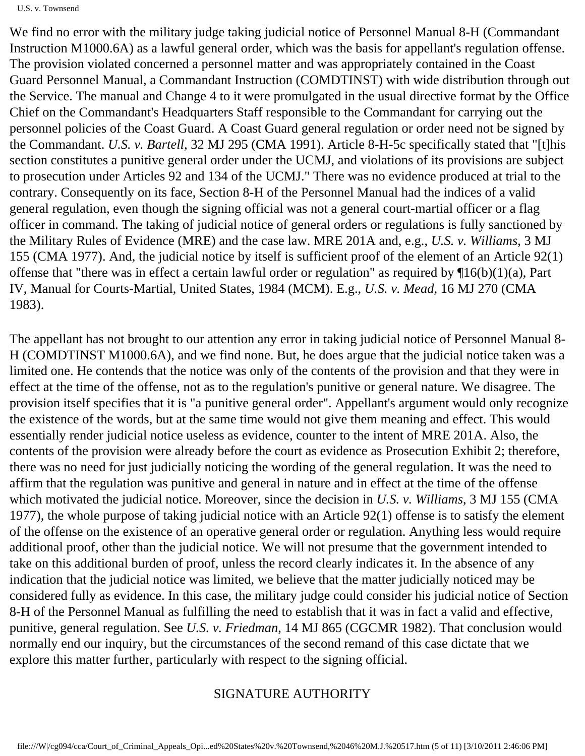We find no error with the military judge taking judicial notice of Personnel Manual 8-H (Commandant Instruction M1000.6A) as a lawful general order, which was the basis for appellant's regulation offense. The provision violated concerned a personnel matter and was appropriately contained in the Coast Guard Personnel Manual, a Commandant Instruction (COMDTINST) with wide distribution through out the Service. The manual and Change 4 to it were promulgated in the usual directive format by the Office Chief on the Commandant's Headquarters Staff responsible to the Commandant for carrying out the personnel policies of the Coast Guard. A Coast Guard general regulation or order need not be signed by the Commandant. *U.S. v. Bartell*, 32 MJ 295 (CMA 1991). Article 8-H-5c specifically stated that "[t]his section constitutes a punitive general order under the UCMJ, and violations of its provisions are subject to prosecution under Articles 92 and 134 of the UCMJ." There was no evidence produced at trial to the contrary. Consequently on its face, Section 8-H of the Personnel Manual had the indices of a valid general regulation, even though the signing official was not a general court-martial officer or a flag officer in command. The taking of judicial notice of general orders or regulations is fully sanctioned by the Military Rules of Evidence (MRE) and the case law. MRE 201A and, e.g., *U.S. v. Williams*, 3 MJ 155 (CMA 1977). And, the judicial notice by itself is sufficient proof of the element of an Article 92(1) offense that "there was in effect a certain lawful order or regulation" as required by ¶16(b)(1)(a), Part IV, Manual for Courts-Martial, United States, 1984 (MCM). E.g., *U.S. v. Mead*, 16 MJ 270 (CMA 1983).

The appellant has not brought to our attention any error in taking judicial notice of Personnel Manual 8-H (COMDTINST M1000.6A), and we find none. But, he does argue that the judicial notice taken was a limited one. He contends that the notice was only of the contents of the provision and that they were in effect at the time of the offense, not as to the regulation's punitive or general nature. We disagree. The provision itself specifies that it is "a punitive general order". Appellant's argument would only recognize the existence of the words, but at the same time would not give them meaning and effect. This would essentially render judicial notice useless as evidence, counter to the intent of MRE 201A. Also, the contents of the provision were already before the court as evidence as Prosecution Exhibit 2; therefore, there was no need for just judicially noticing the wording of the general regulation. It was the need to affirm that the regulation was punitive and general in nature and in effect at the time of the offense which motivated the judicial notice. Moreover, since the decision in *U.S. v. Williams*, 3 MJ 155 (CMA 1977), the whole purpose of taking judicial notice with an Article 92(1) offense is to satisfy the element of the offense on the existence of an operative general order or regulation. Anything less would require additional proof, other than the judicial notice. We will not presume that the government intended to take on this additional burden of proof, unless the record clearly indicates it. In the absence of any indication that the judicial notice was limited, we believe that the matter judicially noticed may be considered fully as evidence. In this case, the military judge could consider his judicial notice of Section 8-H of the Personnel Manual as fulfilling the need to establish that it was in fact a valid and effective, punitive, general regulation. See *U.S. v. Friedman*, 14 MJ 865 (CGCMR 1982). That conclusion would normally end our inquiry, but the circumstances of the second remand of this case dictate that we explore this matter further, particularly with respect to the signing official.

## SIGNATURE AUTHORITY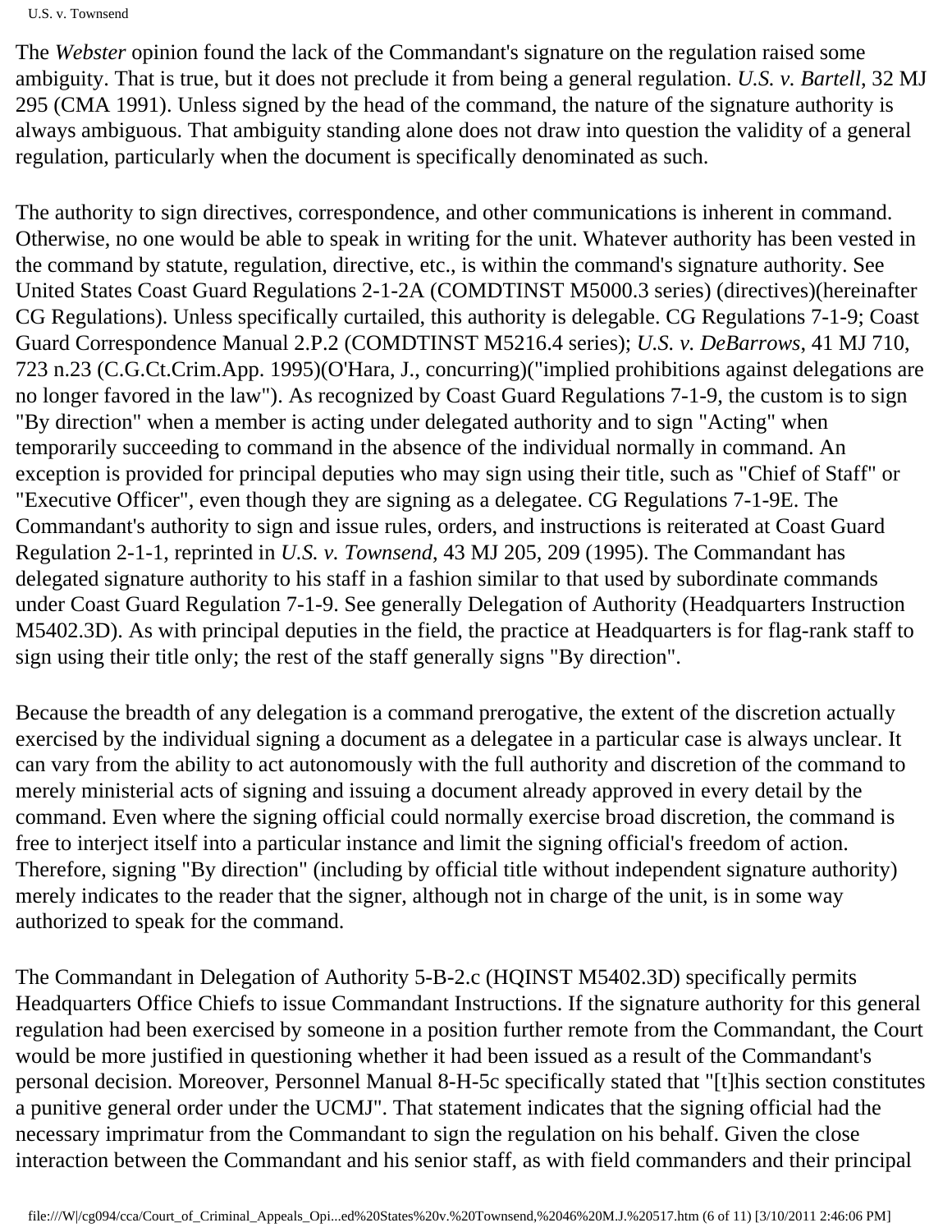The *Webster* opinion found the lack of the Commandant's signature on the regulation raised some ambiguity. That is true, but it does not preclude it from being a general regulation. *U.S. v. Bartell*, 32 MJ 295 (CMA 1991). Unless signed by the head of the command, the nature of the signature authority is always ambiguous. That ambiguity standing alone does not draw into question the validity of a general regulation, particularly when the document is specifically denominated as such.

The authority to sign directives, correspondence, and other communications is inherent in command. Otherwise, no one would be able to speak in writing for the unit. Whatever authority has been vested in the command by statute, regulation, directive, etc., is within the command's signature authority. See United States Coast Guard Regulations 2-1-2A (COMDTINST M5000.3 series) (directives)(hereinafter CG Regulations). Unless specifically curtailed, this authority is delegable. CG Regulations 7-1-9; Coast Guard Correspondence Manual 2.P.2 (COMDTINST M5216.4 series); *U.S. v. DeBarrows*, 41 MJ 710, 723 n.23 (C.G.Ct.Crim.App. 1995)(O'Hara, J., concurring)("implied prohibitions against delegations are no longer favored in the law"). As recognized by Coast Guard Regulations 7-1-9, the custom is to sign "By direction" when a member is acting under delegated authority and to sign "Acting" when temporarily succeeding to command in the absence of the individual normally in command. An exception is provided for principal deputies who may sign using their title, such as "Chief of Staff" or "Executive Officer", even though they are signing as a delegatee. CG Regulations 7-1-9E. The Commandant's authority to sign and issue rules, orders, and instructions is reiterated at Coast Guard Regulation 2-1-1, reprinted in *U.S. v. Townsend*, 43 MJ 205, 209 (1995). The Commandant has delegated signature authority to his staff in a fashion similar to that used by subordinate commands under Coast Guard Regulation 7-1-9. See generally Delegation of Authority (Headquarters Instruction M5402.3D). As with principal deputies in the field, the practice at Headquarters is for flag-rank staff to sign using their title only; the rest of the staff generally signs "By direction".

Because the breadth of any delegation is a command prerogative, the extent of the discretion actually exercised by the individual signing a document as a delegatee in a particular case is always unclear. It can vary from the ability to act autonomously with the full authority and discretion of the command to merely ministerial acts of signing and issuing a document already approved in every detail by the command. Even where the signing official could normally exercise broad discretion, the command is free to interject itself into a particular instance and limit the signing official's freedom of action. Therefore, signing "By direction" (including by official title without independent signature authority) merely indicates to the reader that the signer, although not in charge of the unit, is in some way authorized to speak for the command.

The Commandant in Delegation of Authority 5-B-2.c (HQINST M5402.3D) specifically permits Headquarters Office Chiefs to issue Commandant Instructions. If the signature authority for this general regulation had been exercised by someone in a position further remote from the Commandant, the Court would be more justified in questioning whether it had been issued as a result of the Commandant's personal decision. Moreover, Personnel Manual 8-H-5c specifically stated that "[t]his section constitutes a punitive general order under the UCMJ". That statement indicates that the signing official had the necessary imprimatur from the Commandant to sign the regulation on his behalf. Given the close interaction between the Commandant and his senior staff, as with field commanders and their principal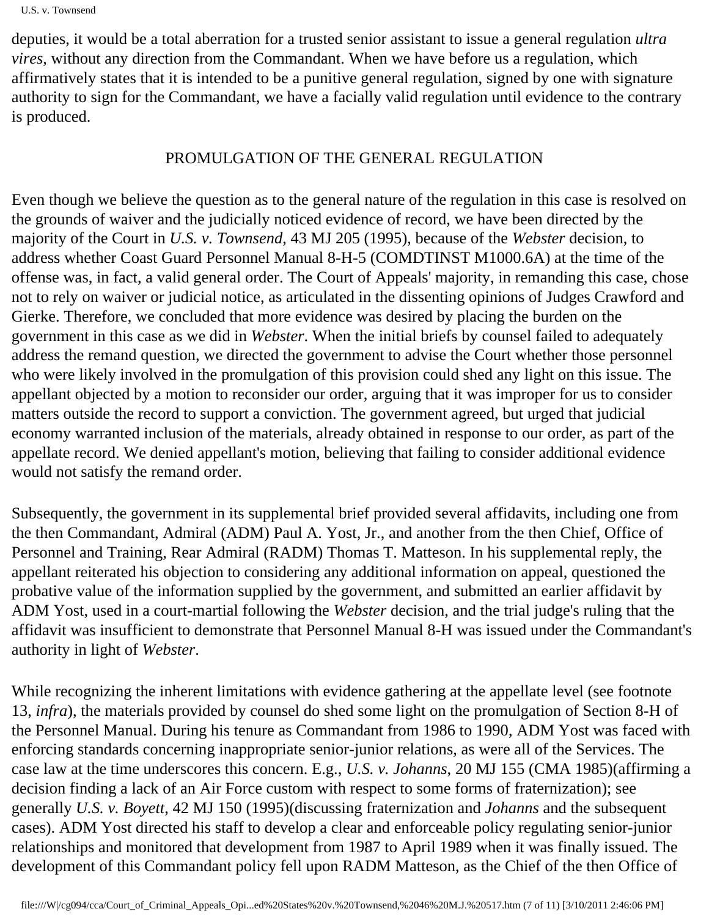deputies, it would be a total aberration for a trusted senior assistant to issue a general regulation *ultra vires*, without any direction from the Commandant. When we have before us a regulation, which affirmatively states that it is intended to be a punitive general regulation, signed by one with signature authority to sign for the Commandant, we have a facially valid regulation until evidence to the contrary is produced.

## PROMULGATION OF THE GENERAL REGULATION

Even though we believe the question as to the general nature of the regulation in this case is resolved on the grounds of waiver and the judicially noticed evidence of record, we have been directed by the majority of the Court in *U.S. v. Townsend*, 43 MJ 205 (1995), because of the *Webster* decision, to address whether Coast Guard Personnel Manual 8-H-5 (COMDTINST M1000.6A) at the time of the offense was, in fact, a valid general order. The Court of Appeals' majority, in remanding this case, chose not to rely on waiver or judicial notice, as articulated in the dissenting opinions of Judges Crawford and Gierke. Therefore, we concluded that more evidence was desired by placing the burden on the government in this case as we did in *Webster*. When the initial briefs by counsel failed to adequately address the remand question, we directed the government to advise the Court whether those personnel who were likely involved in the promulgation of this provision could shed any light on this issue. The appellant objected by a motion to reconsider our order, arguing that it was improper for us to consider matters outside the record to support a conviction. The government agreed, but urged that judicial economy warranted inclusion of the materials, already obtained in response to our order, as part of the appellate record. We denied appellant's motion, believing that failing to consider additional evidence would not satisfy the remand order.

Subsequently, the government in its supplemental brief provided several affidavits, including one from the then Commandant, Admiral (ADM) Paul A. Yost, Jr., and another from the then Chief, Office of Personnel and Training, Rear Admiral (RADM) Thomas T. Matteson. In his supplemental reply, the appellant reiterated his objection to considering any additional information on appeal, questioned the probative value of the information supplied by the government, and submitted an earlier affidavit by ADM Yost, used in a court-martial following the *Webster* decision, and the trial judge's ruling that the affidavit was insufficient to demonstrate that Personnel Manual 8-H was issued under the Commandant's authority in light of *Webster*.

While recognizing the inherent limitations with evidence gathering at the appellate level (see footnote 13, *infra*), the materials provided by counsel do shed some light on the promulgation of Section 8-H of the Personnel Manual. During his tenure as Commandant from 1986 to 1990, ADM Yost was faced with enforcing standards concerning inappropriate senior-junior relations, as were all of the Services. The case law at the time underscores this concern. E.g., *U.S. v. Johanns*, 20 MJ 155 (CMA 1985)(affirming a decision finding a lack of an Air Force custom with respect to some forms of fraternization); see generally *U.S. v. Boyett*, 42 MJ 150 (1995)(discussing fraternization and *Johanns* and the subsequent cases). ADM Yost directed his staff to develop a clear and enforceable policy regulating senior-junior relationships and monitored that development from 1987 to April 1989 when it was finally issued. The development of this Commandant policy fell upon RADM Matteson, as the Chief of the then Office of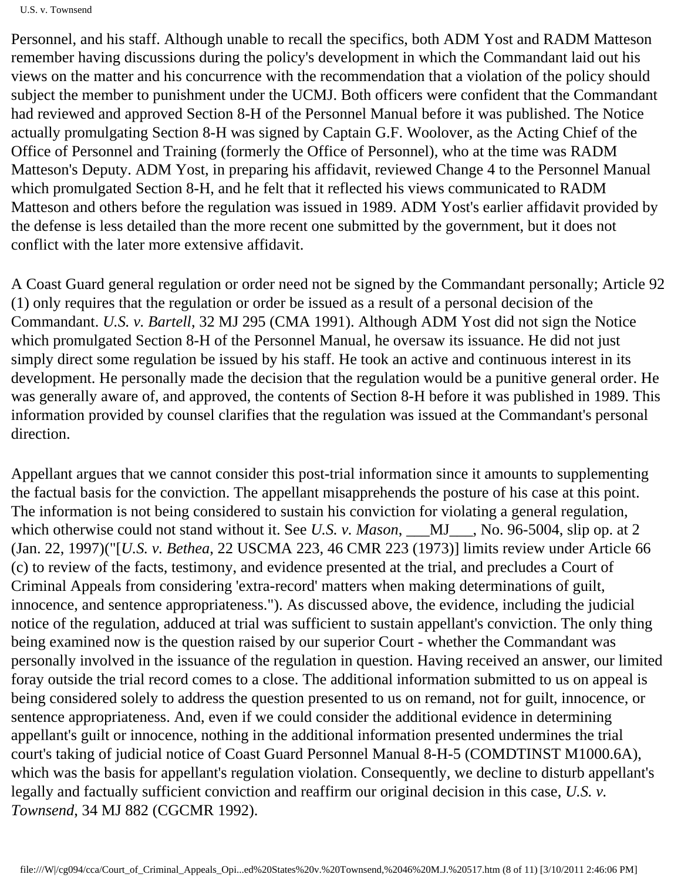Personnel, and his staff. Although unable to recall the specifics, both ADM Yost and RADM Matteson remember having discussions during the policy's development in which the Commandant laid out his views on the matter and his concurrence with the recommendation that a violation of the policy should subject the member to punishment under the UCMJ. Both officers were confident that the Commandant had reviewed and approved Section 8-H of the Personnel Manual before it was published. The Notice actually promulgating Section 8-H was signed by Captain G.F. Woolover, as the Acting Chief of the Office of Personnel and Training (formerly the Office of Personnel), who at the time was RADM Matteson's Deputy. ADM Yost, in preparing his affidavit, reviewed Change 4 to the Personnel Manual which promulgated Section 8-H, and he felt that it reflected his views communicated to RADM Matteson and others before the regulation was issued in 1989. ADM Yost's earlier affidavit provided by the defense is less detailed than the more recent one submitted by the government, but it does not conflict with the later more extensive affidavit.

A Coast Guard general regulation or order need not be signed by the Commandant personally; Article 92 (1) only requires that the regulation or order be issued as a result of a personal decision of the Commandant. *U.S. v. Bartell*, 32 MJ 295 (CMA 1991). Although ADM Yost did not sign the Notice which promulgated Section 8-H of the Personnel Manual, he oversaw its issuance. He did not just simply direct some regulation be issued by his staff. He took an active and continuous interest in its development. He personally made the decision that the regulation would be a punitive general order. He was generally aware of, and approved, the contents of Section 8-H before it was published in 1989. This information provided by counsel clarifies that the regulation was issued at the Commandant's personal direction.

Appellant argues that we cannot consider this post-trial information since it amounts to supplementing the factual basis for the conviction. The appellant misapprehends the posture of his case at this point. The information is not being considered to sustain his conviction for violating a general regulation, which otherwise could not stand without it. See *U.S. v. Mason*, ___MJ___, No. 96-5004, slip op. at 2 (Jan. 22, 1997)("[*U.S. v. Bethea*, 22 USCMA 223, 46 CMR 223 (1973)] limits review under Article 66 (c) to review of the facts, testimony, and evidence presented at the trial, and precludes a Court of Criminal Appeals from considering 'extra-record' matters when making determinations of guilt, innocence, and sentence appropriateness."). As discussed above, the evidence, including the judicial notice of the regulation, adduced at trial was sufficient to sustain appellant's conviction. The only thing being examined now is the question raised by our superior Court - whether the Commandant was personally involved in the issuance of the regulation in question. Having received an answer, our limited foray outside the trial record comes to a close. The additional information submitted to us on appeal is being considered solely to address the question presented to us on remand, not for guilt, innocence, or sentence appropriateness. And, even if we could consider the additional evidence in determining appellant's guilt or innocence, nothing in the additional information presented undermines the trial court's taking of judicial notice of Coast Guard Personnel Manual 8-H-5 (COMDTINST M1000.6A), which was the basis for appellant's regulation violation. Consequently, we decline to disturb appellant's legally and factually sufficient conviction and reaffirm our original decision in this case, *U.S. v. Townsend*, 34 MJ 882 (CGCMR 1992).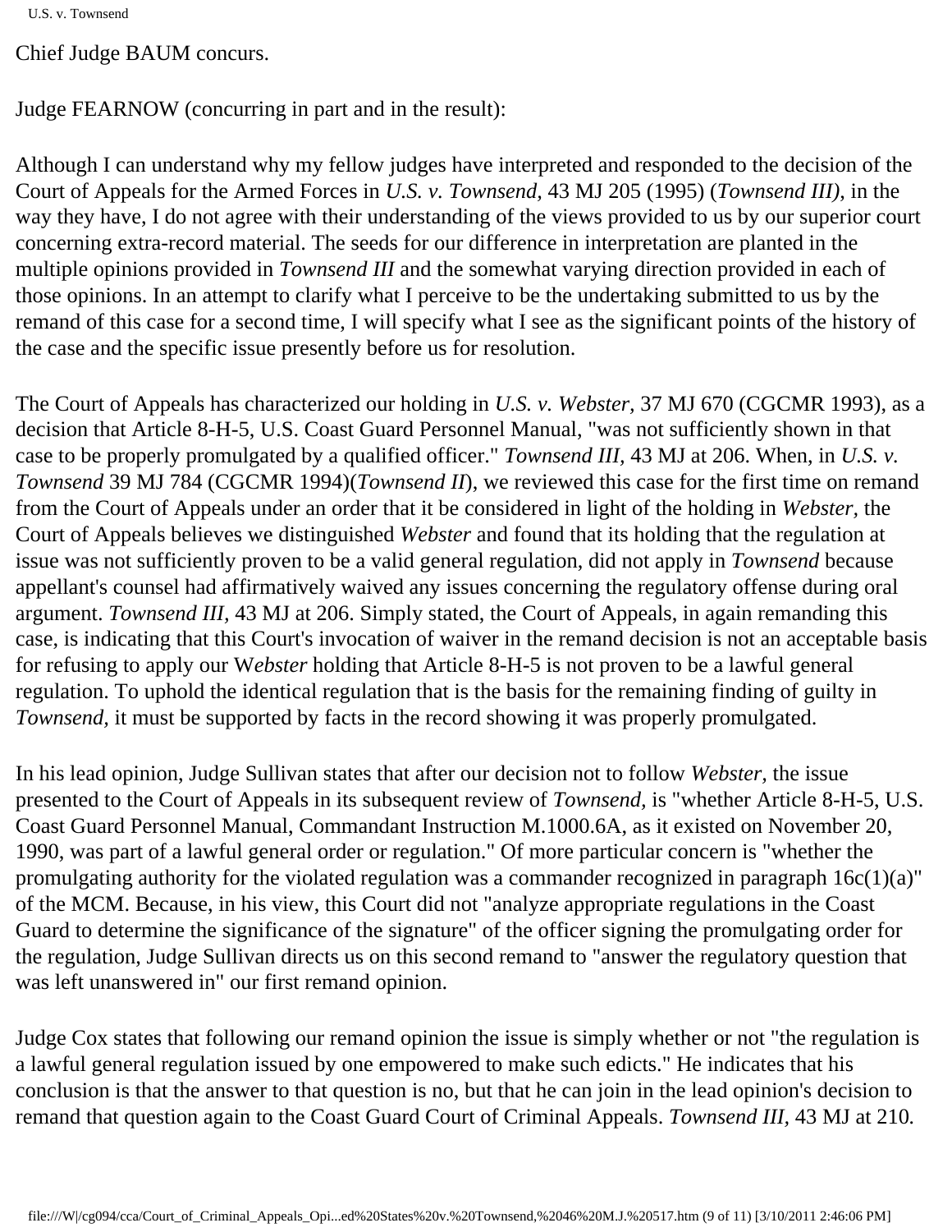Chief Judge BAUM concurs.

Judge FEARNOW (concurring in part and in the result):

Although I can understand why my fellow judges have interpreted and responded to the decision of the Court of Appeals for the Armed Forces in *U.S. v. Townsend,* 43 MJ 205 (1995) (*Townsend III),* in the way they have, I do not agree with their understanding of the views provided to us by our superior court concerning extra-record material. The seeds for our difference in interpretation are planted in the multiple opinions provided in *Townsend III* and the somewhat varying direction provided in each of those opinions. In an attempt to clarify what I perceive to be the undertaking submitted to us by the remand of this case for a second time, I will specify what I see as the significant points of the history of the case and the specific issue presently before us for resolution.

The Court of Appeals has characterized our holding in *U.S. v. Webster,* 37 MJ 670 (CGCMR 1993), as a decision that Article 8-H-5, U.S. Coast Guard Personnel Manual, "was not sufficiently shown in that case to be properly promulgated by a qualified officer." *Townsend III,* 43 MJ at 206. When, in *U.S. v. Townsend* 39 MJ 784 (CGCMR 1994)(*Townsend II*), we reviewed this case for the first time on remand from the Court of Appeals under an order that it be considered in light of the holding in *Webster,* the Court of Appeals believes we distinguished *Webster* and found that its holding that the regulation at issue was not sufficiently proven to be a valid general regulation, did not apply in *Townsend* because appellant's counsel had affirmatively waived any issues concerning the regulatory offense during oral argument. *Townsend III,* 43 MJ at 206. Simply stated, the Court of Appeals, in again remanding this case, is indicating that this Court's invocation of waiver in the remand decision is not an acceptable basis for refusing to apply our W*ebster* holding that Article 8-H-5 is not proven to be a lawful general regulation. To uphold the identical regulation that is the basis for the remaining finding of guilty in *Townsend,* it must be supported by facts in the record showing it was properly promulgated.

In his lead opinion, Judge Sullivan states that after our decision not to follow *Webster,* the issue presented to the Court of Appeals in its subsequent review of *Townsend,* is "whether Article 8-H-5, U.S. Coast Guard Personnel Manual, Commandant Instruction M.1000.6A, as it existed on November 20, 1990, was part of a lawful general order or regulation." Of more particular concern is "whether the promulgating authority for the violated regulation was a commander recognized in paragraph 16c(1)(a)" of the MCM. Because, in his view, this Court did not "analyze appropriate regulations in the Coast Guard to determine the significance of the signature" of the officer signing the promulgating order for the regulation, Judge Sullivan directs us on this second remand to "answer the regulatory question that was left unanswered in" our first remand opinion.

Judge Cox states that following our remand opinion the issue is simply whether or not "the regulation is a lawful general regulation issued by one empowered to make such edicts." He indicates that his conclusion is that the answer to that question is no, but that he can join in the lead opinion's decision to remand that question again to the Coast Guard Court of Criminal Appeals. *Townsend III,* 43 MJ at 210.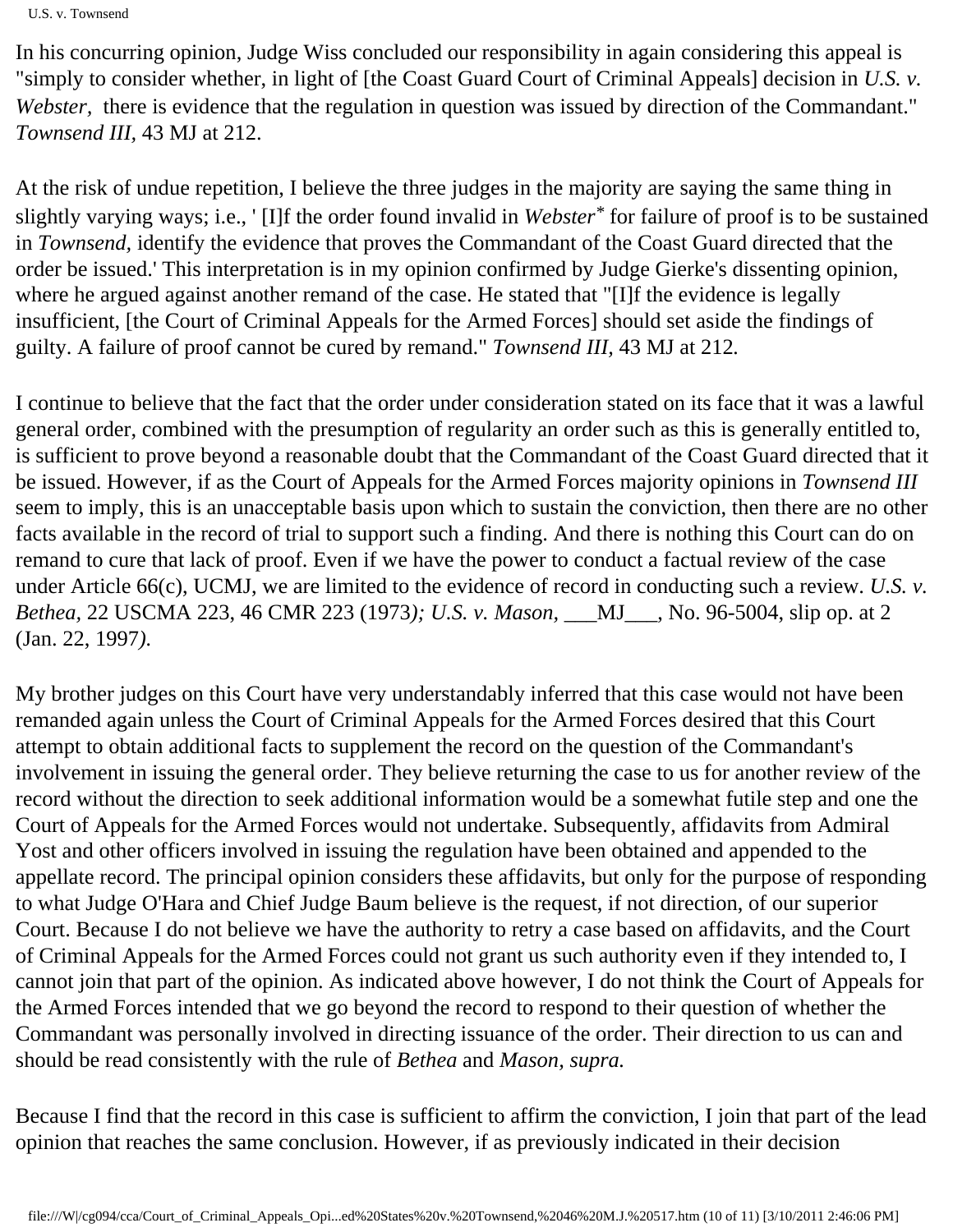In his concurring opinion, Judge Wiss concluded our responsibility in again considering this appeal is "simply to consider whether, in light of [the Coast Guard Court of Criminal Appeals] decision in *U.S. v. Webster,* there is evidence that the regulation in question was issued by direction of the Commandant." *Townsend III,* 43 MJ at 212.

At the risk of undue repetition, I believe the three judges in the majority are saying the same thing in slightly varying ways; i.e., ' [I]f the order found invalid in *Webster*[*] for failure of proof is to be sustained in *Townsend,* identify the evidence that proves the Commandant of the Coast Guard directed that the order be issued.' This interpretation is in my opinion confirmed by Judge Gierke's dissenting opinion, where he argued against another remand of the case. He stated that "[I]f the evidence is legally insufficient, [the Court of Criminal Appeals for the Armed Forces] should set aside the findings of guilty. A failure of proof cannot be cured by remand." *Townsend III,* 43 MJ at 212.

I continue to believe that the fact that the order under consideration stated on its face that it was a lawful general order, combined with the presumption of regularity an order such as this is generally entitled to, is sufficient to prove beyond a reasonable doubt that the Commandant of the Coast Guard directed that it be issued. However, if as the Court of Appeals for the Armed Forces majority opinions in *Townsend III* seem to imply, this is an unacceptable basis upon which to sustain the conviction, then there are no other facts available in the record of trial to support such a finding. And there is nothing this Court can do on remand to cure that lack of proof. Even if we have the power to conduct a factual review of the case under Article 66(c), UCMJ, we are limited to the evidence of record in conducting such a review. *U.S. v. Bethea,* 22 USCMA 223, 46 CMR 223 (1973*); U.S. v. Mason,* ___MJ___, No. 96-5004, slip op. at 2 (Jan. 22, 1997*).*

My brother judges on this Court have very understandably inferred that this case would not have been remanded again unless the Court of Criminal Appeals for the Armed Forces desired that this Court attempt to obtain additional facts to supplement the record on the question of the Commandant's involvement in issuing the general order. They believe returning the case to us for another review of the record without the direction to seek additional information would be a somewhat futile step and one the Court of Appeals for the Armed Forces would not undertake. Subsequently, affidavits from Admiral Yost and other officers involved in issuing the regulation have been obtained and appended to the appellate record. The principal opinion considers these affidavits, but only for the purpose of responding to what Judge O'Hara and Chief Judge Baum believe is the request, if not direction, of our superior Court. Because I do not believe we have the authority to retry a case based on affidavits, and the Court of Criminal Appeals for the Armed Forces could not grant us such authority even if they intended to, I cannot join that part of the opinion. As indicated above however, I do not think the Court of Appeals for the Armed Forces intended that we go beyond the record to respond to their question of whether the Commandant was personally involved in directing issuance of the order. Their direction to us can and should be read consistently with the rule of *Bethea* and *Mason, supra.*

Because I find that the record in this case is sufficient to affirm the conviction, I join that part of the lead opinion that reaches the same conclusion. However, if as previously indicated in their decision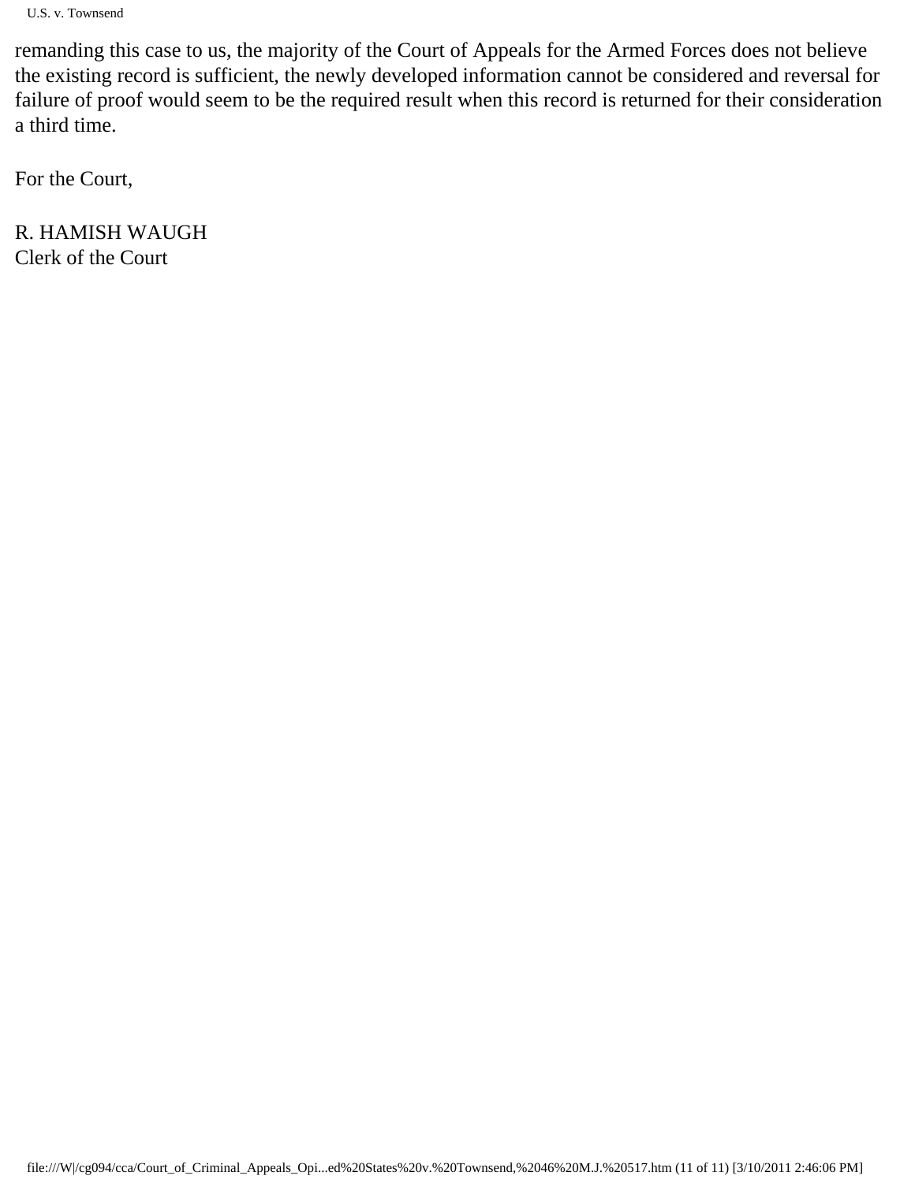remanding this case to us, the majority of the Court of Appeals for the Armed Forces does not believe the existing record is sufficient, the newly developed information cannot be considered and reversal for failure of proof would seem to be the required result when this record is returned for their consideration a third time.

For the Court,

R. HAMISH WAUGH
Clerk of the Court